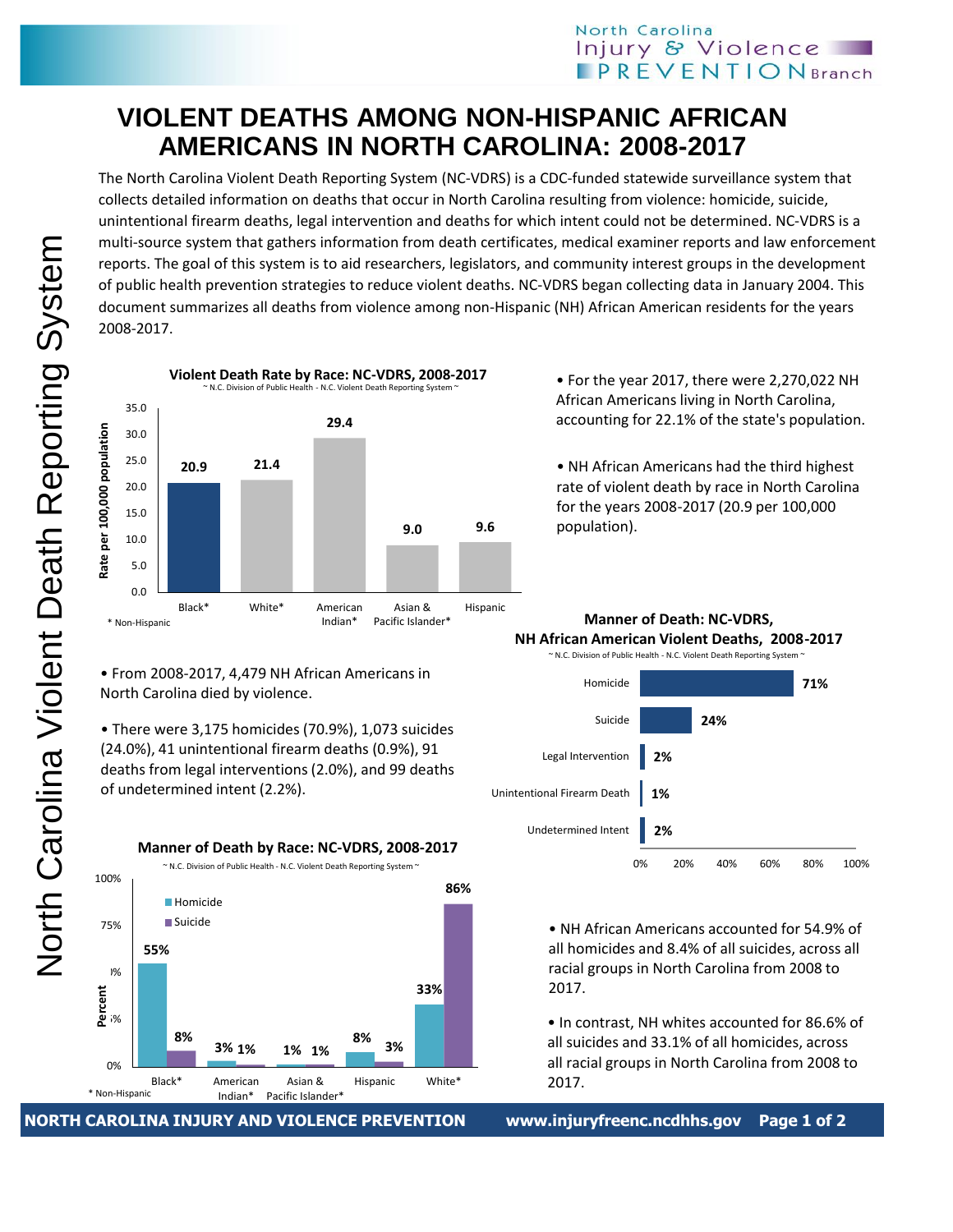# VIOLENT DEATHS AMONG NON-HISPANIC AFRICAN AMERICANS IN NORTH CAROLINA: 2008-2017

The North Carolina Violent Death Reporting System (NC-VDRS) is a CDC-funded statewide surveillance system that collects detailed information on deaths that occur in North Carolina resulting from violence: homicide, suicide, unintentional firearm deaths, legal intervention and deaths for which intent could not be determined. NC-VDRS is a multi-source system that gathers information from death certificates, medical examiner reports and law enforcement reports. The goal of this system is to aid researchers, legislators, and community interest groups in the development of public health prevention strategies to reduce violent deaths. NC-VDRS began collecting data in January 2004. This document summarizes all deaths from violence among non-Hispanic (NH) African American residents for the years 2008-2017.

**Violent Death Rate by Race: NC-VDRS, 2008-2017**
~ N.C. Division of Public Health - N.C. Violent Death Reporting System ~

| Race | Rate per 100,000 population |
|---|---|
| Black* | 20.9 |
| White* | 21.4 |
| American Indian* | 29.4 |
| Asian & Pacific Islander* | 9.0 |
| Hispanic | 9.6 |

\* Non-Hispanic

- For the year 2017, there were 2,270,022 NH African Americans living in North Carolina, accounting for 22.1% of the state's population.
- NH African Americans had the third highest rate of violent death by race in North Carolina for the years 2008-2017 (20.9 per 100,000 population).
- From 2008-2017, 4,479 NH African Americans in North Carolina died by violence.
- There were 3,175 homicides (70.9%), 1,073 suicides (24.0%), 41 unintentional firearm deaths (0.9%), 91 deaths from legal interventions (2.0%), and 99 deaths of undetermined intent (2.2%).

**Manner of Death: NC-VDRS, NH African American Violent Deaths, 2008-2017**
~ N.C. Division of Public Health - N.C. Violent Death Reporting System ~

| Manner of Death | Percent |
|---|---|
| Homicide | 71% |
| Suicide | 24% |
| Legal Intervention | 2% |
| Unintentional Firearm Death | 1% |
| Undetermined Intent | 2% |

**Manner of Death by Race: NC-VDRS, 2008-2017**
~ N.C. Division of Public Health - N.C. Violent Death Reporting System ~

| Race | Homicide | Suicide |
|---|---|---|
| Black* | 55% | 8% |
| American Indian* | 3% | 1% |
| Asian & Pacific Islander* | 1% | 1% |
| Hispanic | 8% | 3% |
| White* | 33% | 86% |

\* Non-Hispanic

- NH African Americans accounted for 54.9% of all homicides and 8.4% of all suicides, across all racial groups in North Carolina from 2008 to 2017.
- In contrast, NH whites accounted for 86.6% of all suicides and 33.1% of all homicides, across all racial groups in North Carolina from 2008 to 2017.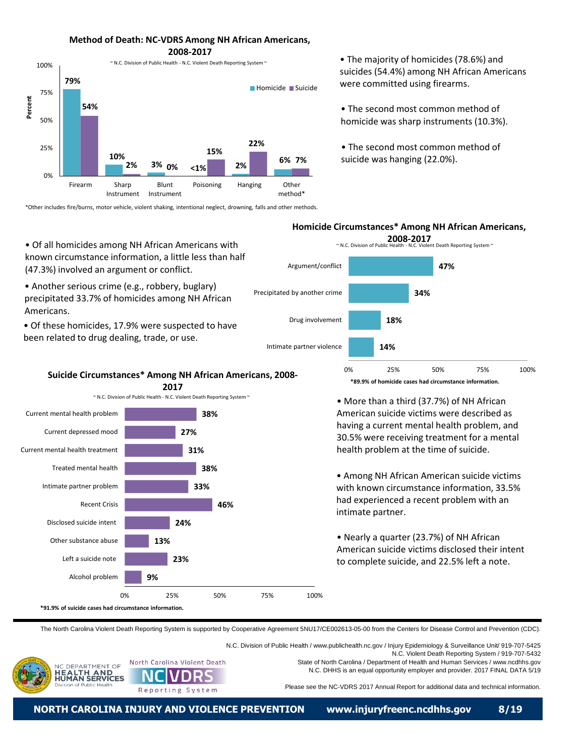### Method of Death: NC-VDRS Among NH African Americans, 2008-2017

~ N.C. Division of Public Health - N.C. Violent Death Reporting System ~

Homicide  Suicide

Percent

100%
75%
50%
25%
0%

Firearm: 79% 54%
Sharp Instrument: 10% 2%
Blunt Instrument: 3% 0%
Poisoning: <1% 15%
Hanging: 2% 22%
Other method*: 6% 7%

*Other includes fire/burns, motor vehicle, violent shaking, intentional neglect, drowning, falls and other methods.

- The majority of homicides (78.6%) and suicides (54.4%) among NH African Americans were committed using firearms.
- The second most common method of homicide was sharp instruments (10.3%).
- The second most common method of suicide was hanging (22.0%).

### Homicide Circumstances* Among NH African Americans, 2008-2017

~ N.C. Division of Public Health - N.C. Violent Death Reporting System ~

Argument/conflict 47%
Precipitated by another crime 34%
Drug involvement 18%
Intimate partner violence 14%

0% 25% 50% 75% 100%

**\*89.9% of homicide cases had circumstance information.**

- Of all homicides among NH African Americans with known circumstance information, a little less than half (47.3%) involved an argument or conflict.
- Another serious crime (e.g., robbery, buglary) precipitated 33.7% of homicides among NH African Americans.
- Of these homicides, 17.9% were suspected to have been related to drug dealing, trade, or use.

### Suicide Circumstances* Among NH African Americans, 2008-2017

~ N.C. Division of Public Health - N.C. Violent Death Reporting System ~

Current mental health problem 38%
Current depressed mood 27%
Current mental health treatment 31%
Treated mental health 38%
Intimate partner problem 33%
Recent Crisis 46%
Disclosed suicide intent 24%
Other substance abuse 13%
Left a suicide note 23%
Alcohol problem 9%

0% 25% 50% 75% 100%

**\*91.9% of suicide cases had circumstance information.**

- More than a third (37.7%) of NH African American suicide victims were described as having a current mental health problem, and 30.5% were receiving treatment for a mental health problem at the time of suicide.
- Among NH African American suicide victims with known circumstance information, 33.5% had experienced a recent problem with an intimate partner.
- Nearly a quarter (23.7%) of NH African American suicide victims disclosed their intent to complete suicide, and 22.5% left a note.

The North Carolina Violent Death Reporting System is supported by Cooperative Agreement 5NU17/CE002613-05-00 from the Centers for Disease Control and Prevention (CDC).

N.C. Division of Public Health / www.publichealth.nc.gov / Injury Epidemiology & Surveillance Unit/ 919-707-5425
N.C. Violent Death Reporting System / 919-707-5432
State of North Carolina / Department of Health and Human Services / www.ncdhhs.gov
N.C. DHHS is an equal opportunity employer and provider. 2017 FINAL DATA 5/19

Please see the NC-VDRS 2017 Annual Report for additional data and technical information.

NC DEPARTMENT OF HEALTH AND HUMAN SERVICES Division of Public Health

North Carolina Violent Death NC VDRS Reporting System

**NORTH CAROLINA INJURY AND VIOLENCE PREVENTION** **www.injuryfreenc.ncdhhs.gov** **8/19**